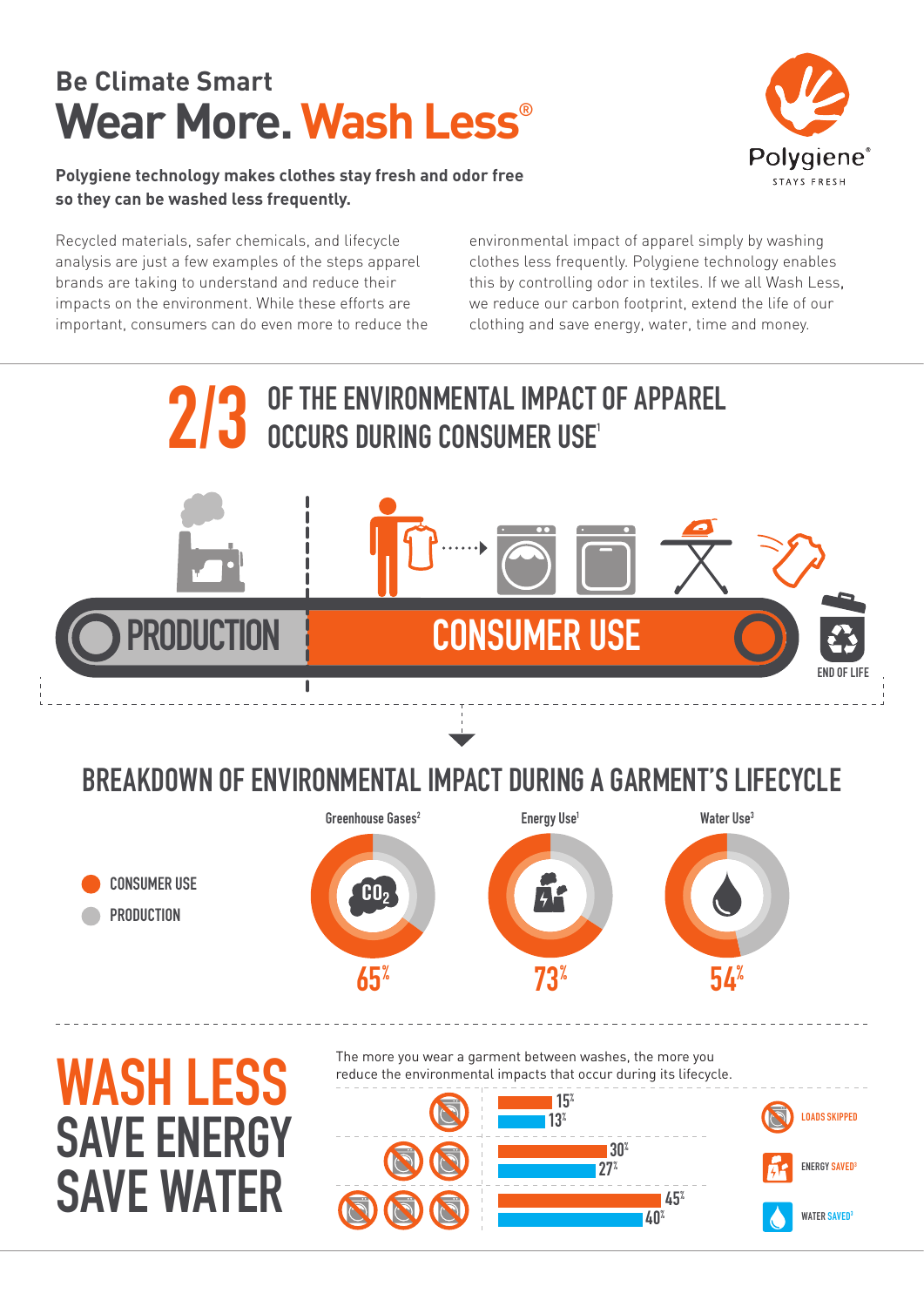## Be Climate Smart

# Wear More. Wash Less®

**Polygiene technology makes clothes stay fresh and odor free so they can be washed less frequently.**

Polygiene® STAYS FRESH

Recycled materials, safer chemicals, and lifecycle analysis are just a few examples of the steps apparel brands are taking to understand and reduce their impacts on the environment. While these efforts are important, consumers can do even more to reduce the environmental impact of apparel simply by washing clothes less frequently. Polygiene technology enables this by controlling odor in textiles. If we all Wash Less, we reduce our carbon footprint, extend the life of our clothing and save energy, water, time and money.

## 2/3 OF THE ENVIRONMENTAL IMPACT OF APPAREL OCCURS DURING CONSUMER USE[1]

PRODUCTION | CONSUMER USE | END OF LIFE

## BREAKDOWN OF ENVIRONMENTAL IMPACT DURING A GARMENT'S LIFECYCLE

- CONSUMER USE
- PRODUCTION

| | Greenhouse Gases[2] | Energy Use[1] | Water Use[3] |
|---|---|---|---|
| Consumer use | 65% | 73% | 54% |

## WASH LESS SAVE ENERGY SAVE WATER

The more you wear a garment between washes, the more you reduce the environmental impacts that occur during its lifecycle.

| Loads skipped | Energy saved[3] | Water saved[3] |
|---|---|---|
| 1 | 15% | 13% |
| 2 | 30% | 27% |
| 3 | 45% | 40% |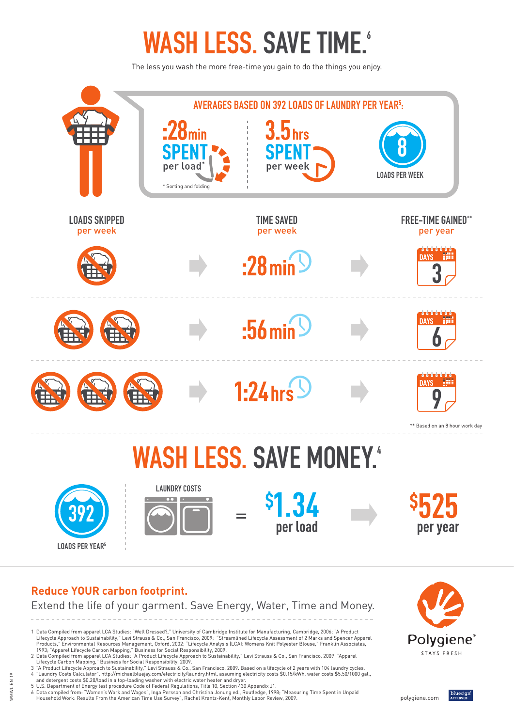# WASH LESS. SAVE TIME.[6]

The less you wash the more free-time you gain to do the things you enjoy.

## AVERAGES BASED ON 392 LOADS OF LAUNDRY PER YEAR[5]:

:28min SPENT per load*

* Sorting and folding

3.5hrs SPENT per week

8 LOADS PER WEEK

| LOADS SKIPPED per week | TIME SAVED per week | FREE-TIME GAINED** per year |
|---|---|---|
| 1 | :28 min | DAYS 3 |
| 2 | :56 min | DAYS 6 |
| 3 | 1:24 hrs | DAYS 9 |

** Based on an 8 hour work day

# WASH LESS. SAVE MONEY.[4]

392 LOADS PER YEAR[5]

LAUNDRY COSTS = $1.34 per load → $525 per year

## Reduce YOUR carbon footprint.

Extend the life of your garment. Save Energy, Water, Time and Money.

1 Data Compiled from apparel LCA Studies: "Well Dressed?," University of Cambridge Institute for Manufacturing, Cambridge, 2006; "A Product Lifecycle Approach to Sustainability," Levi Strauss & Co., San Francisco, 2009; "Streamlined Lifecycle Assessment of 2 Marks and Spencer Apparel Products," Environmental Resources Management, Oxford, 2002; "Lifecycle Analysis (LCA): Womens Knit Polyester Blouse," Franklin Associates, 1993; "Apparel Lifecycle Carbon Mapping," Business for Social Responsibility, 2009.
2 Data Compiled from apparel LCA Studies: "A Product Lifecycle Approach to Sustainability," Levi Strauss & Co., San Francisco, 2009; "Apparel Lifecycle Carbon Mapping," Business for Social Responsibility, 2009.
3 "A Product Lifecycle Approach to Sustainability," Levi Strauss & Co., San Francisco, 2009. Based on a lifecycle of 2 years with 104 laundry cycles.
4 "Laundry Costs Calculator", http://michaelbluejay.com/electricity/laundry.html, assuming electricity costs $0.15/kWh, water costs $5.50/1000 gal., and detergent costs $0.20/load in a top-loading washer with electric water heater and dryer.
5 U.S. Department of Energy test procedure Code of Federal Regulations, Title 10, Section 430 Appendix J1.
6 Data compiled from: "Women's Work and Wages", Inga Persson and Christina Jonung ed., Routledge, 1998; "Measuring Time Spent in Unpaid Household Work: Results From the American Time Use Survey", Rachel Krantz-Kent, Monthly Labor Review, 2009.

Polygiene® STAYS FRESH

polygiene.com

bluesign® APPROVED

WMWL EN 19